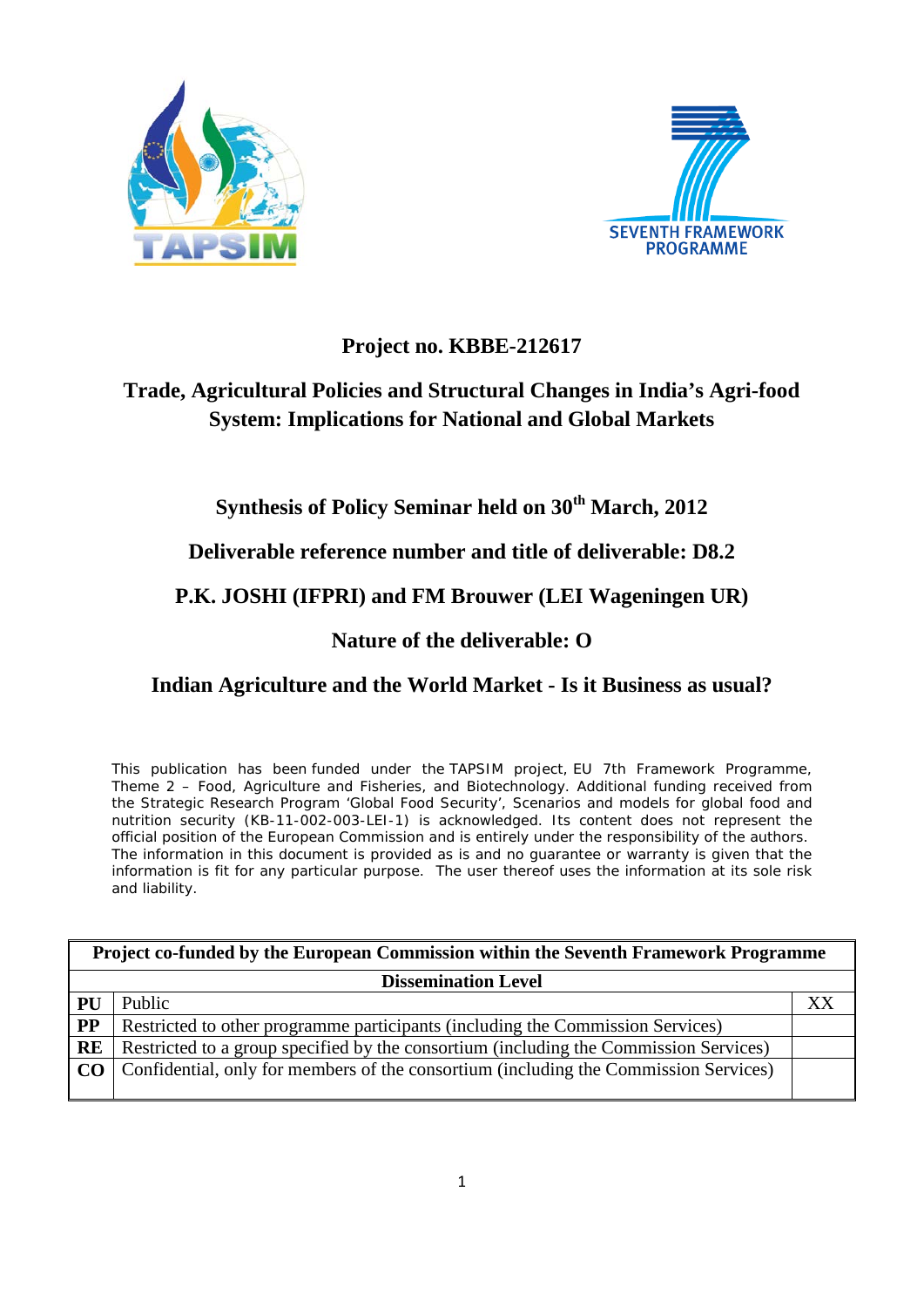**Project no. KBBE-212617**

# Trade, Agricultural Policies and Structural Changes in India's Agri-food System: Implications for National and Global Markets

**Synthesis of Policy Seminar held on 30th March, 2012**

**Deliverable reference number and title of deliverable: D8.2**

**P.K. JOSHI (IFPRI) and FM Brouwer (LEI Wageningen UR)**

**Nature of the deliverable: O**

## Indian Agriculture and the World Market - Is it Business as usual?

This publication has been funded under the TAPSIM project, EU 7th Framework Programme, Theme 2 – Food, Agriculture and Fisheries, and Biotechnology. Additional funding received from the Strategic Research Program 'Global Food Security', Scenarios and models for global food and nutrition security (KB-11-002-003-LEI-1) is acknowledged. Its content does not represent the official position of the European Commission and is entirely under the responsibility of the authors. The information in this document is provided as is and no guarantee or warranty is given that the information is fit for any particular purpose. The user thereof uses the information at its sole risk and liability.

| Project co-funded by the European Commission within the Seventh Framework Programme | | |
|---|---|---|
| **Dissemination Level** | | |
| **PU** | Public | XX |
| **PP** | Restricted to other programme participants (including the Commission Services) | |
| **RE** | Restricted to a group specified by the consortium (including the Commission Services) | |
| **CO** | Confidential, only for members of the consortium (including the Commission Services) | |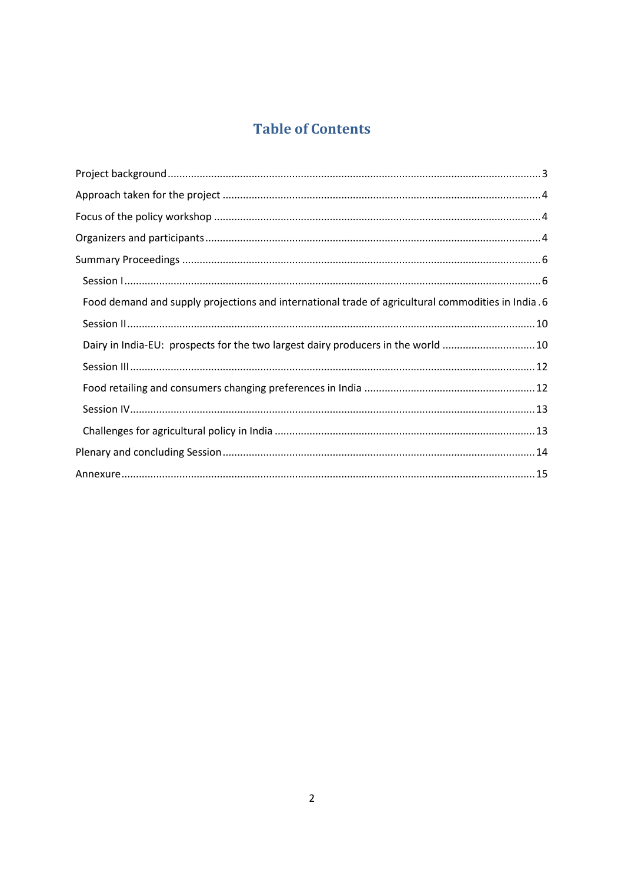# Table of Contents

- Project background ..... 3
- Approach taken for the project ..... 4
- Focus of the policy workshop ..... 4
- Organizers and participants ..... 4
- Summary Proceedings ..... 6
  - Session I ..... 6
  - Food demand and supply projections and international trade of agricultural commodities in India ..... 6
  - Session II ..... 10
  - Dairy in India-EU: prospects for the two largest dairy producers in the world ..... 10
  - Session III ..... 12
  - Food retailing and consumers changing preferences in India ..... 12
  - Session IV ..... 13
  - Challenges for agricultural policy in India ..... 13
- Plenary and concluding Session ..... 14
- Annexure ..... 15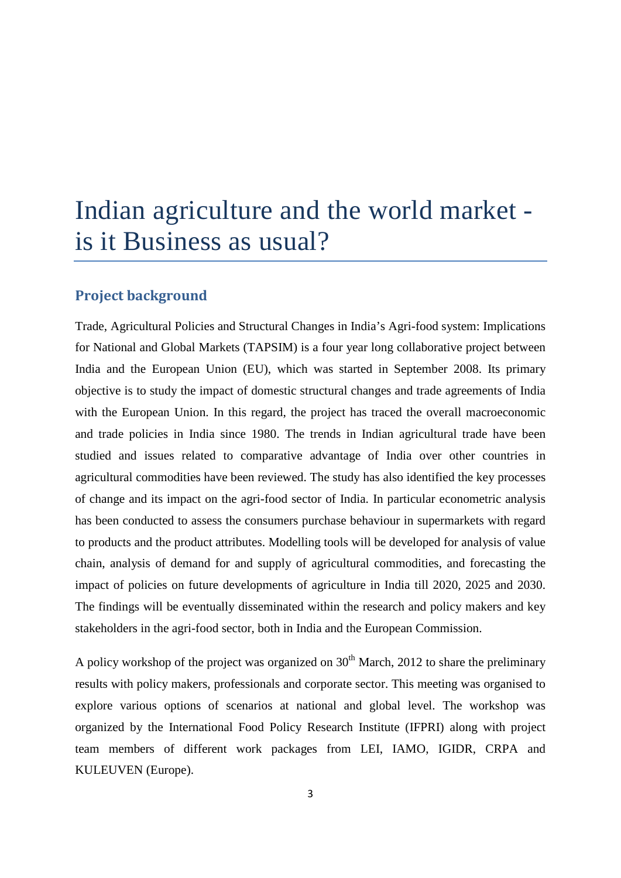# Indian agriculture and the world market - is it Business as usual?

## Project background

Trade, Agricultural Policies and Structural Changes in India's Agri-food system: Implications for National and Global Markets (TAPSIM) is a four year long collaborative project between India and the European Union (EU), which was started in September 2008. Its primary objective is to study the impact of domestic structural changes and trade agreements of India with the European Union. In this regard, the project has traced the overall macroeconomic and trade policies in India since 1980. The trends in Indian agricultural trade have been studied and issues related to comparative advantage of India over other countries in agricultural commodities have been reviewed. The study has also identified the key processes of change and its impact on the agri-food sector of India. In particular econometric analysis has been conducted to assess the consumers purchase behaviour in supermarkets with regard to products and the product attributes. Modelling tools will be developed for analysis of value chain, analysis of demand for and supply of agricultural commodities, and forecasting the impact of policies on future developments of agriculture in India till 2020, 2025 and 2030. The findings will be eventually disseminated within the research and policy makers and key stakeholders in the agri-food sector, both in India and the European Commission.

A policy workshop of the project was organized on 30th March, 2012 to share the preliminary results with policy makers, professionals and corporate sector. This meeting was organised to explore various options of scenarios at national and global level. The workshop was organized by the International Food Policy Research Institute (IFPRI) along with project team members of different work packages from LEI, IAMO, IGIDR, CRPA and KULEUVEN (Europe).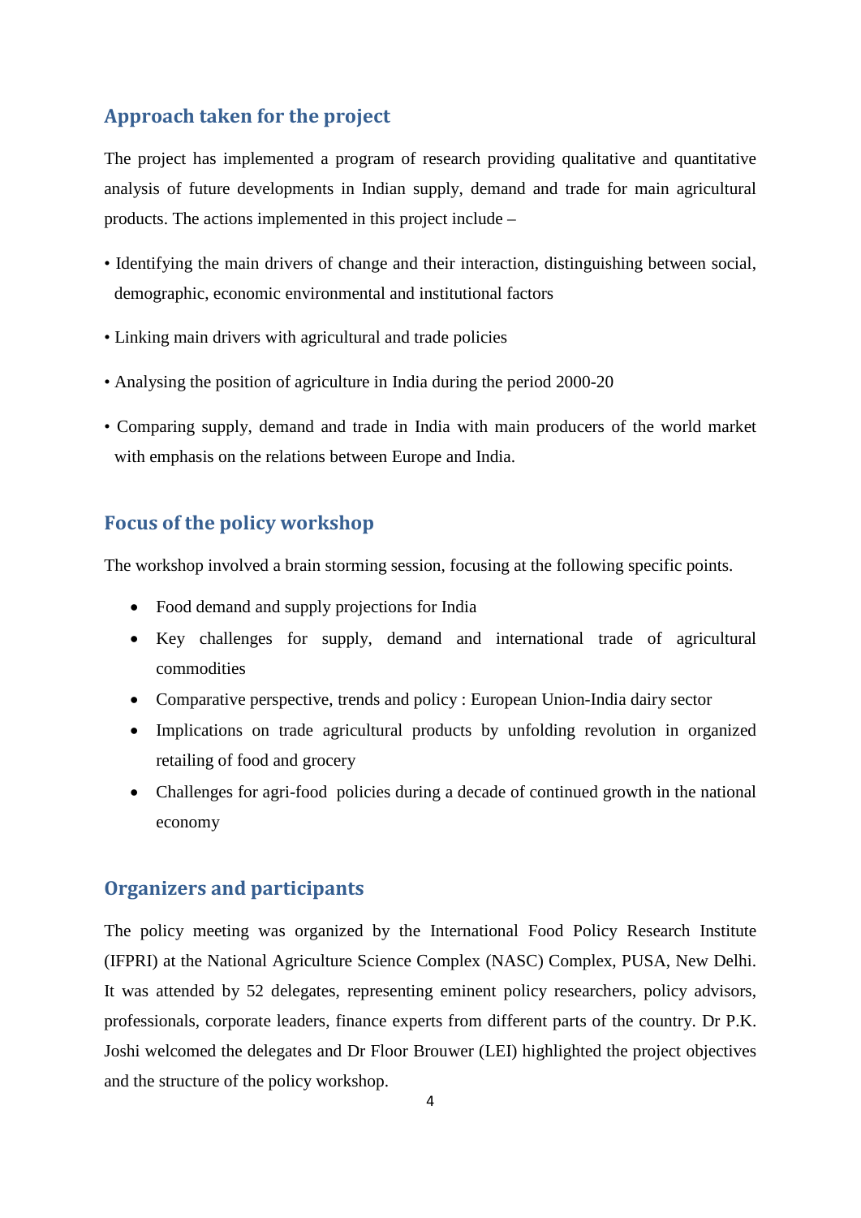## Approach taken for the project

The project has implemented a program of research providing qualitative and quantitative analysis of future developments in Indian supply, demand and trade for main agricultural products. The actions implemented in this project include –

- Identifying the main drivers of change and their interaction, distinguishing between social, demographic, economic environmental and institutional factors
- Linking main drivers with agricultural and trade policies
- Analysing the position of agriculture in India during the period 2000-20
- Comparing supply, demand and trade in India with main producers of the world market with emphasis on the relations between Europe and India.

## Focus of the policy workshop

The workshop involved a brain storming session, focusing at the following specific points.

- Food demand and supply projections for India
- Key challenges for supply, demand and international trade of agricultural commodities
- Comparative perspective, trends and policy : European Union-India dairy sector
- Implications on trade agricultural products by unfolding revolution in organized retailing of food and grocery
- Challenges for agri-food policies during a decade of continued growth in the national economy

## Organizers and participants

The policy meeting was organized by the International Food Policy Research Institute (IFPRI) at the National Agriculture Science Complex (NASC) Complex, PUSA, New Delhi. It was attended by 52 delegates, representing eminent policy researchers, policy advisors, professionals, corporate leaders, finance experts from different parts of the country. Dr P.K. Joshi welcomed the delegates and Dr Floor Brouwer (LEI) highlighted the project objectives and the structure of the policy workshop.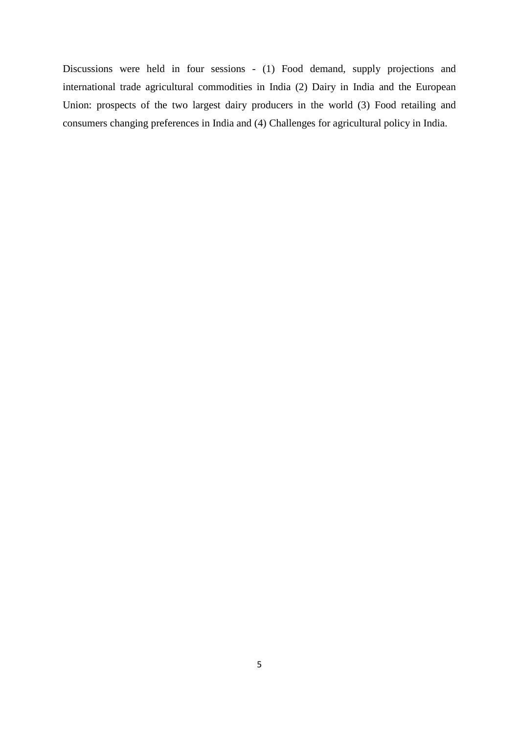Discussions were held in four sessions - (1) Food demand, supply projections and international trade agricultural commodities in India (2) Dairy in India and the European Union: prospects of the two largest dairy producers in the world (3) Food retailing and consumers changing preferences in India and (4) Challenges for agricultural policy in India.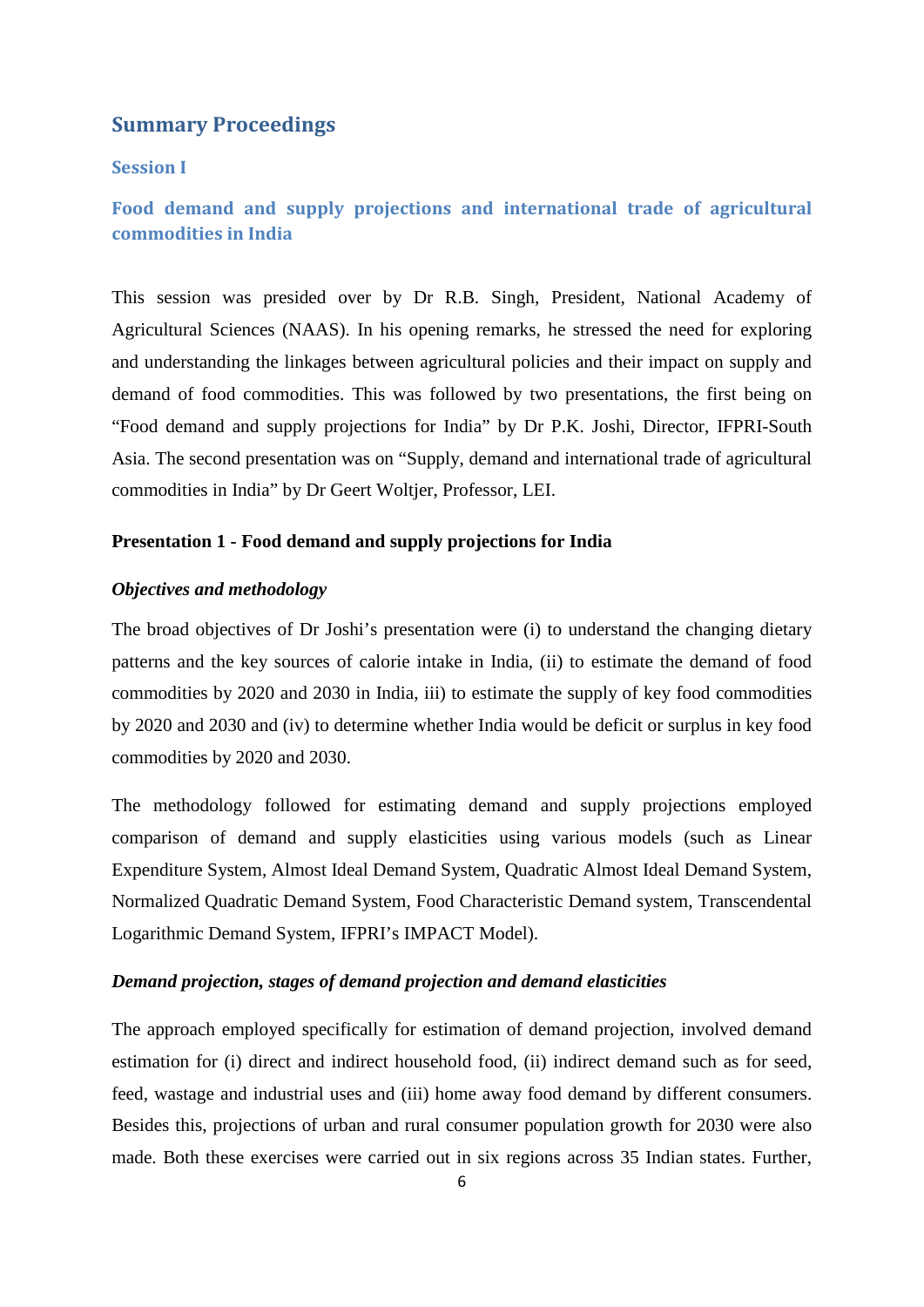## Summary Proceedings

### Session I

### Food demand and supply projections and international trade of agricultural commodities in India

This session was presided over by Dr R.B. Singh, President, National Academy of Agricultural Sciences (NAAS). In his opening remarks, he stressed the need for exploring and understanding the linkages between agricultural policies and their impact on supply and demand of food commodities. This was followed by two presentations, the first being on "Food demand and supply projections for India" by Dr P.K. Joshi, Director, IFPRI-South Asia. The second presentation was on "Supply, demand and international trade of agricultural commodities in India" by Dr Geert Woltjer, Professor, LEI.

**Presentation 1 - Food demand and supply projections for India**

***Objectives and methodology***

The broad objectives of Dr Joshi's presentation were (i) to understand the changing dietary patterns and the key sources of calorie intake in India, (ii) to estimate the demand of food commodities by 2020 and 2030 in India, iii) to estimate the supply of key food commodities by 2020 and 2030 and (iv) to determine whether India would be deficit or surplus in key food commodities by 2020 and 2030.

The methodology followed for estimating demand and supply projections employed comparison of demand and supply elasticities using various models (such as Linear Expenditure System, Almost Ideal Demand System, Quadratic Almost Ideal Demand System, Normalized Quadratic Demand System, Food Characteristic Demand system, Transcendental Logarithmic Demand System, IFPRI's IMPACT Model).

***Demand projection, stages of demand projection and demand elasticities***

The approach employed specifically for estimation of demand projection, involved demand estimation for (i) direct and indirect household food, (ii) indirect demand such as for seed, feed, wastage and industrial uses and (iii) home away food demand by different consumers. Besides this, projections of urban and rural consumer population growth for 2030 were also made. Both these exercises were carried out in six regions across 35 Indian states. Further,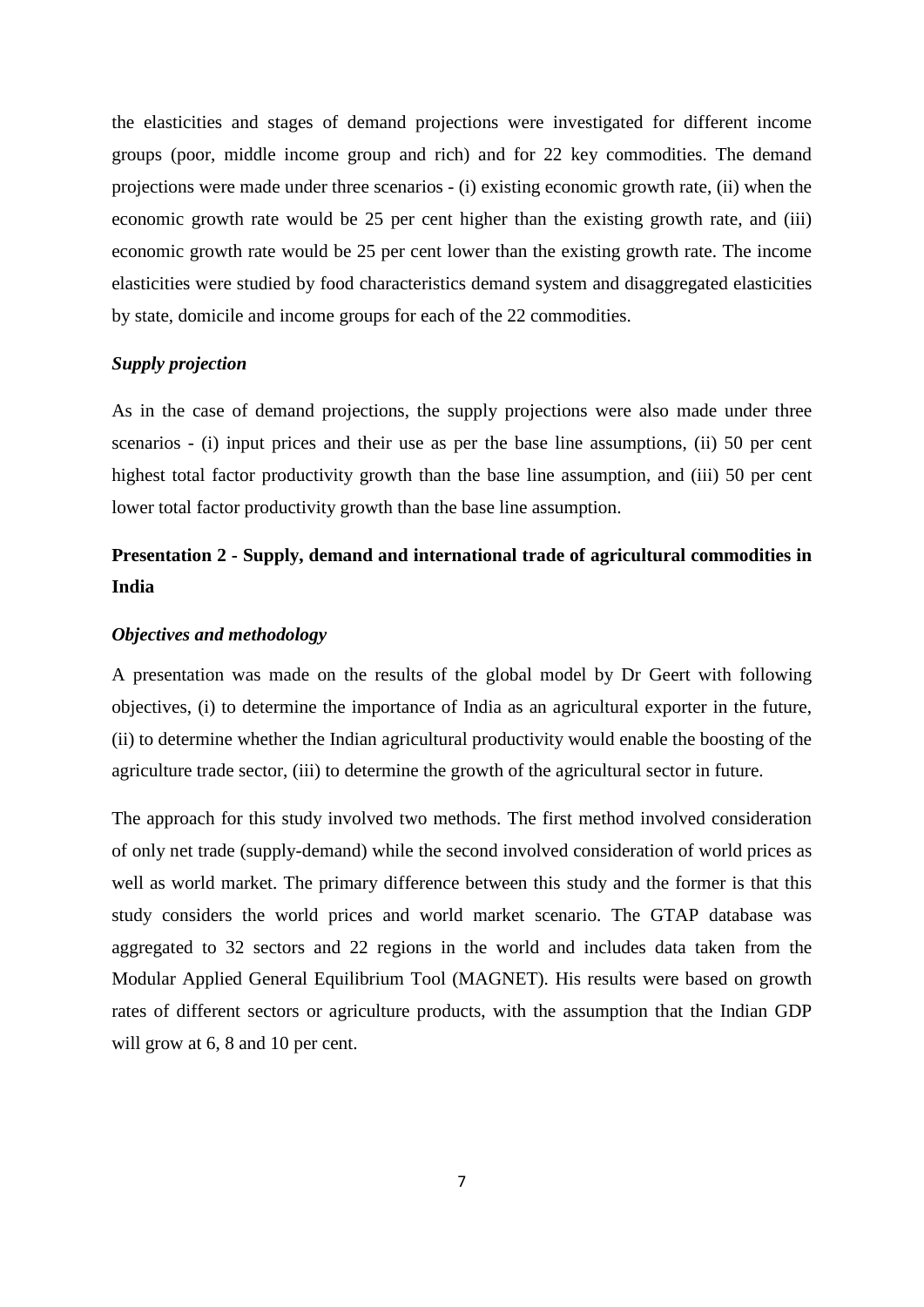the elasticities and stages of demand projections were investigated for different income groups (poor, middle income group and rich) and for 22 key commodities. The demand projections were made under three scenarios - (i) existing economic growth rate, (ii) when the economic growth rate would be 25 per cent higher than the existing growth rate, and (iii) economic growth rate would be 25 per cent lower than the existing growth rate. The income elasticities were studied by food characteristics demand system and disaggregated elasticities by state, domicile and income groups for each of the 22 commodities.

### *Supply projection*

As in the case of demand projections, the supply projections were also made under three scenarios - (i) input prices and their use as per the base line assumptions, (ii) 50 per cent highest total factor productivity growth than the base line assumption, and (iii) 50 per cent lower total factor productivity growth than the base line assumption.

## Presentation 2 - Supply, demand and international trade of agricultural commodities in India

### *Objectives and methodology*

A presentation was made on the results of the global model by Dr Geert with following objectives, (i) to determine the importance of India as an agricultural exporter in the future, (ii) to determine whether the Indian agricultural productivity would enable the boosting of the agriculture trade sector, (iii) to determine the growth of the agricultural sector in future.

The approach for this study involved two methods. The first method involved consideration of only net trade (supply-demand) while the second involved consideration of world prices as well as world market. The primary difference between this study and the former is that this study considers the world prices and world market scenario. The GTAP database was aggregated to 32 sectors and 22 regions in the world and includes data taken from the Modular Applied General Equilibrium Tool (MAGNET). His results were based on growth rates of different sectors or agriculture products, with the assumption that the Indian GDP will grow at 6, 8 and 10 per cent.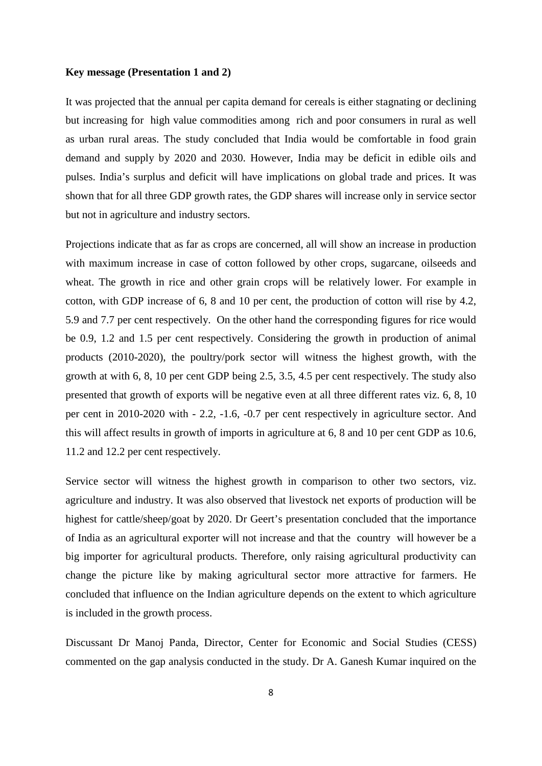**Key message (Presentation 1 and 2)**

It was projected that the annual per capita demand for cereals is either stagnating or declining but increasing for high value commodities among rich and poor consumers in rural as well as urban rural areas. The study concluded that India would be comfortable in food grain demand and supply by 2020 and 2030. However, India may be deficit in edible oils and pulses. India's surplus and deficit will have implications on global trade and prices. It was shown that for all three GDP growth rates, the GDP shares will increase only in service sector but not in agriculture and industry sectors.

Projections indicate that as far as crops are concerned, all will show an increase in production with maximum increase in case of cotton followed by other crops, sugarcane, oilseeds and wheat. The growth in rice and other grain crops will be relatively lower. For example in cotton, with GDP increase of 6, 8 and 10 per cent, the production of cotton will rise by 4.2, 5.9 and 7.7 per cent respectively. On the other hand the corresponding figures for rice would be 0.9, 1.2 and 1.5 per cent respectively. Considering the growth in production of animal products (2010-2020), the poultry/pork sector will witness the highest growth, with the growth at with 6, 8, 10 per cent GDP being 2.5, 3.5, 4.5 per cent respectively. The study also presented that growth of exports will be negative even at all three different rates viz. 6, 8, 10 per cent in 2010-2020 with - 2.2, -1.6, -0.7 per cent respectively in agriculture sector. And this will affect results in growth of imports in agriculture at 6, 8 and 10 per cent GDP as 10.6, 11.2 and 12.2 per cent respectively.

Service sector will witness the highest growth in comparison to other two sectors, viz. agriculture and industry. It was also observed that livestock net exports of production will be highest for cattle/sheep/goat by 2020. Dr Geert's presentation concluded that the importance of India as an agricultural exporter will not increase and that the country will however be a big importer for agricultural products. Therefore, only raising agricultural productivity can change the picture like by making agricultural sector more attractive for farmers. He concluded that influence on the Indian agriculture depends on the extent to which agriculture is included in the growth process.

Discussant Dr Manoj Panda, Director, Center for Economic and Social Studies (CESS) commented on the gap analysis conducted in the study. Dr A. Ganesh Kumar inquired on the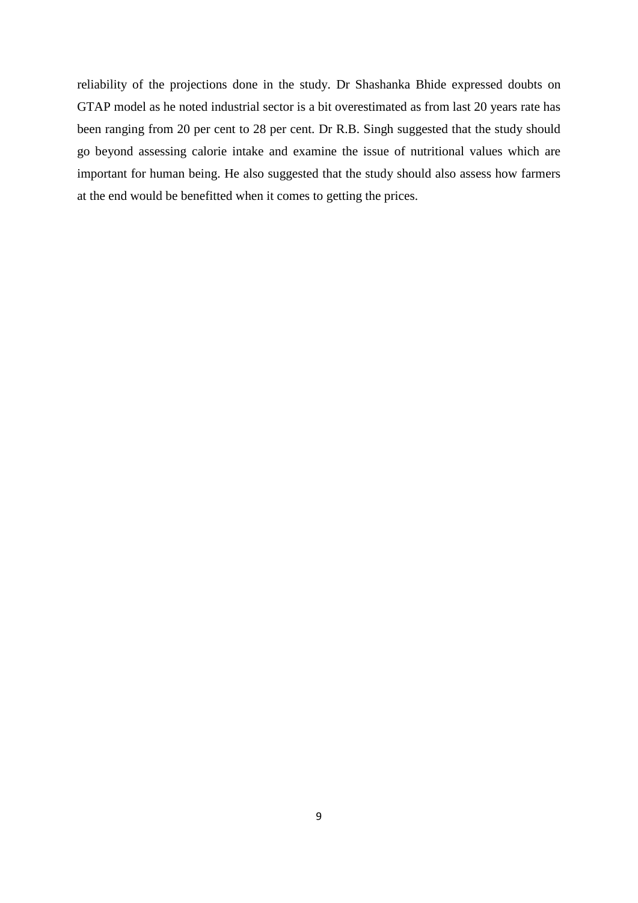reliability of the projections done in the study. Dr Shashanka Bhide expressed doubts on GTAP model as he noted industrial sector is a bit overestimated as from last 20 years rate has been ranging from 20 per cent to 28 per cent. Dr R.B. Singh suggested that the study should go beyond assessing calorie intake and examine the issue of nutritional values which are important for human being. He also suggested that the study should also assess how farmers at the end would be benefitted when it comes to getting the prices.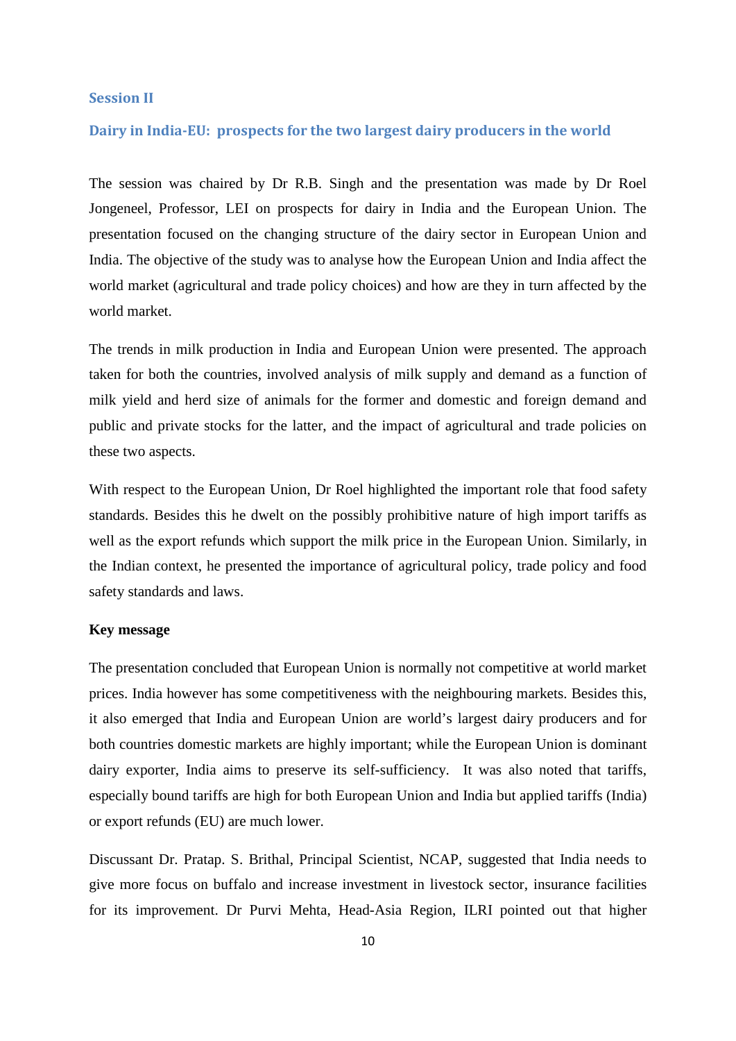## Session II

## Dairy in India-EU: prospects for the two largest dairy producers in the world

The session was chaired by Dr R.B. Singh and the presentation was made by Dr Roel Jongeneel, Professor, LEI on prospects for dairy in India and the European Union. The presentation focused on the changing structure of the dairy sector in European Union and India. The objective of the study was to analyse how the European Union and India affect the world market (agricultural and trade policy choices) and how are they in turn affected by the world market.

The trends in milk production in India and European Union were presented. The approach taken for both the countries, involved analysis of milk supply and demand as a function of milk yield and herd size of animals for the former and domestic and foreign demand and public and private stocks for the latter, and the impact of agricultural and trade policies on these two aspects.

With respect to the European Union, Dr Roel highlighted the important role that food safety standards. Besides this he dwelt on the possibly prohibitive nature of high import tariffs as well as the export refunds which support the milk price in the European Union. Similarly, in the Indian context, he presented the importance of agricultural policy, trade policy and food safety standards and laws.

**Key message**

The presentation concluded that European Union is normally not competitive at world market prices. India however has some competitiveness with the neighbouring markets. Besides this, it also emerged that India and European Union are world's largest dairy producers and for both countries domestic markets are highly important; while the European Union is dominant dairy exporter, India aims to preserve its self-sufficiency. It was also noted that tariffs, especially bound tariffs are high for both European Union and India but applied tariffs (India) or export refunds (EU) are much lower.

Discussant Dr. Pratap. S. Brithal, Principal Scientist, NCAP, suggested that India needs to give more focus on buffalo and increase investment in livestock sector, insurance facilities for its improvement. Dr Purvi Mehta, Head-Asia Region, ILRI pointed out that higher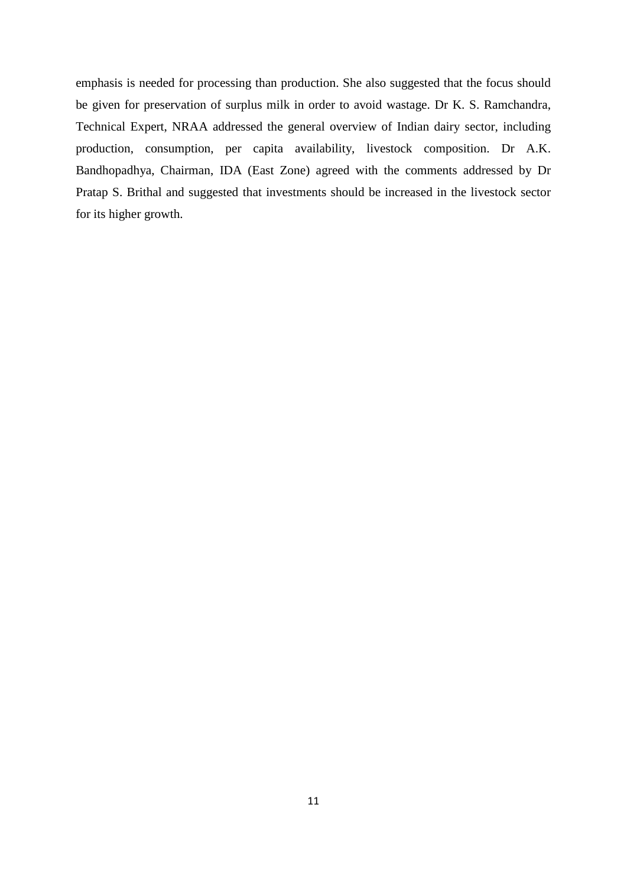emphasis is needed for processing than production. She also suggested that the focus should be given for preservation of surplus milk in order to avoid wastage. Dr K. S. Ramchandra, Technical Expert, NRAA addressed the general overview of Indian dairy sector, including production, consumption, per capita availability, livestock composition. Dr A.K. Bandhopadhya, Chairman, IDA (East Zone) agreed with the comments addressed by Dr Pratap S. Brithal and suggested that investments should be increased in the livestock sector for its higher growth.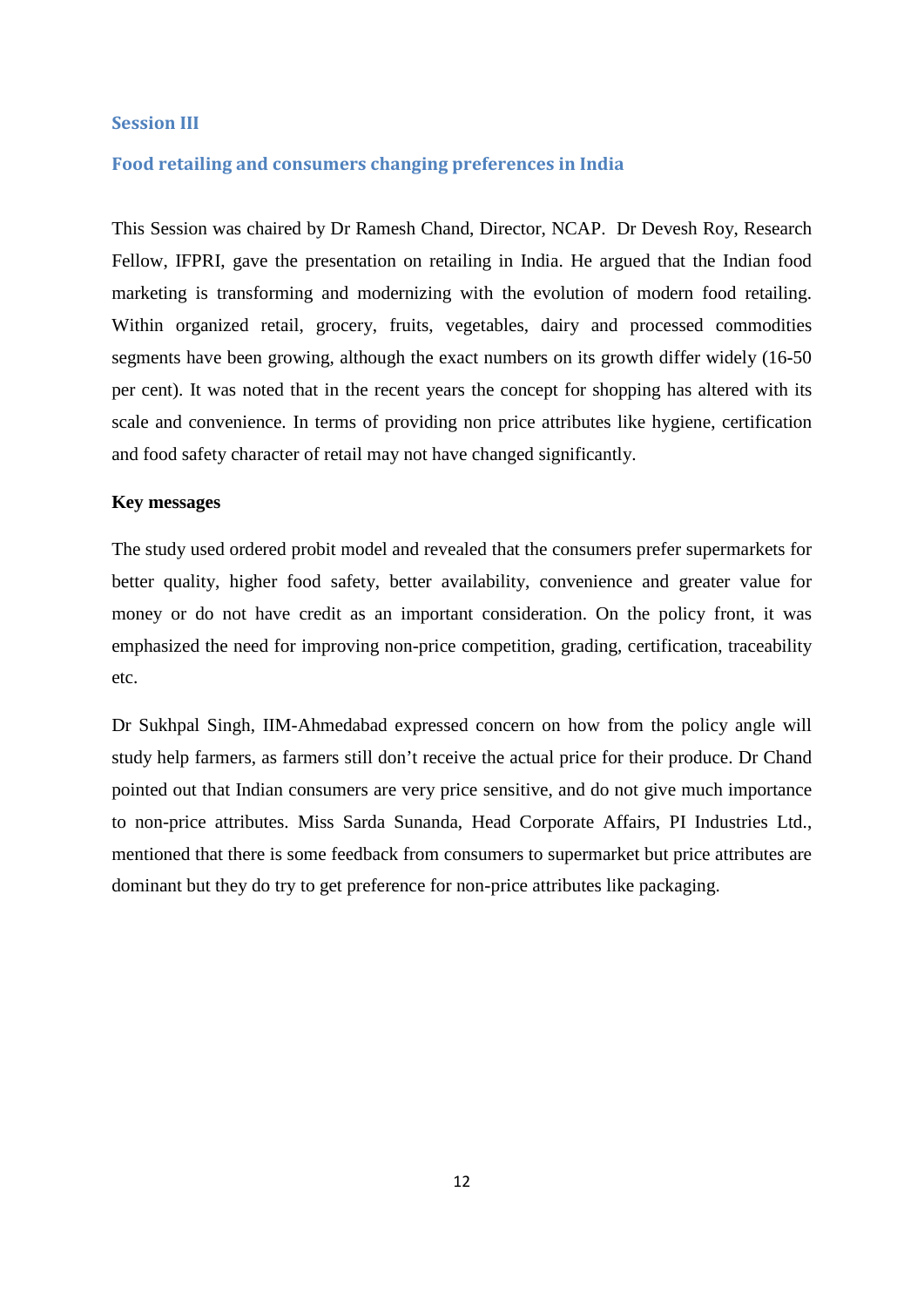## Session III

## Food retailing and consumers changing preferences in India

This Session was chaired by Dr Ramesh Chand, Director, NCAP. Dr Devesh Roy, Research Fellow, IFPRI, gave the presentation on retailing in India. He argued that the Indian food marketing is transforming and modernizing with the evolution of modern food retailing. Within organized retail, grocery, fruits, vegetables, dairy and processed commodities segments have been growing, although the exact numbers on its growth differ widely (16-50 per cent). It was noted that in the recent years the concept for shopping has altered with its scale and convenience. In terms of providing non price attributes like hygiene, certification and food safety character of retail may not have changed significantly.

**Key messages**

The study used ordered probit model and revealed that the consumers prefer supermarkets for better quality, higher food safety, better availability, convenience and greater value for money or do not have credit as an important consideration. On the policy front, it was emphasized the need for improving non-price competition, grading, certification, traceability etc.

Dr Sukhpal Singh, IIM-Ahmedabad expressed concern on how from the policy angle will study help farmers, as farmers still don't receive the actual price for their produce. Dr Chand pointed out that Indian consumers are very price sensitive, and do not give much importance to non-price attributes. Miss Sarda Sunanda, Head Corporate Affairs, PI Industries Ltd., mentioned that there is some feedback from consumers to supermarket but price attributes are dominant but they do try to get preference for non-price attributes like packaging.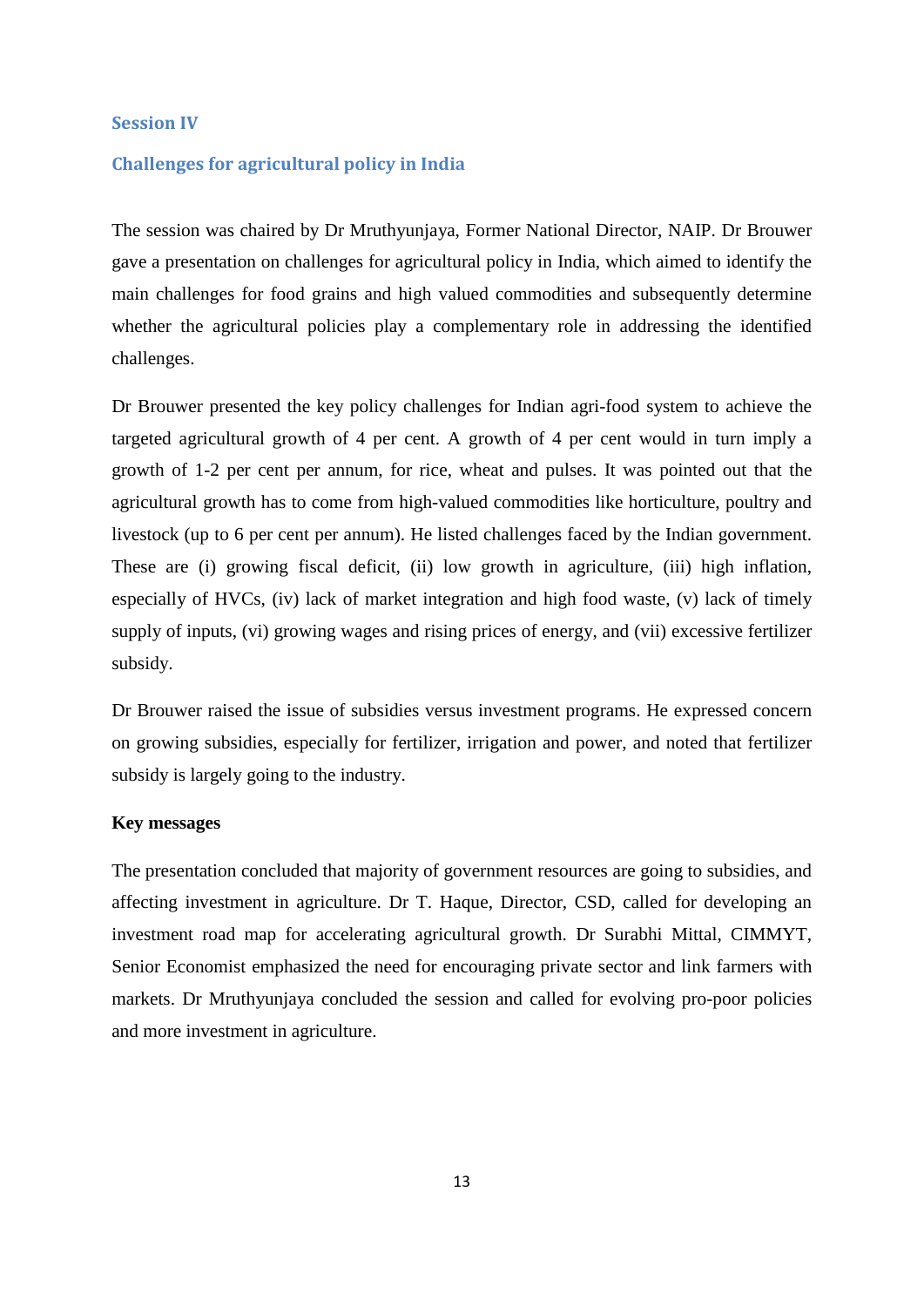## Session IV

## Challenges for agricultural policy in India

The session was chaired by Dr Mruthyunjaya, Former National Director, NAIP. Dr Brouwer gave a presentation on challenges for agricultural policy in India, which aimed to identify the main challenges for food grains and high valued commodities and subsequently determine whether the agricultural policies play a complementary role in addressing the identified challenges.

Dr Brouwer presented the key policy challenges for Indian agri-food system to achieve the targeted agricultural growth of 4 per cent. A growth of 4 per cent would in turn imply a growth of 1-2 per cent per annum, for rice, wheat and pulses. It was pointed out that the agricultural growth has to come from high-valued commodities like horticulture, poultry and livestock (up to 6 per cent per annum). He listed challenges faced by the Indian government. These are (i) growing fiscal deficit, (ii) low growth in agriculture, (iii) high inflation, especially of HVCs, (iv) lack of market integration and high food waste, (v) lack of timely supply of inputs, (vi) growing wages and rising prices of energy, and (vii) excessive fertilizer subsidy.

Dr Brouwer raised the issue of subsidies versus investment programs. He expressed concern on growing subsidies, especially for fertilizer, irrigation and power, and noted that fertilizer subsidy is largely going to the industry.

**Key messages**

The presentation concluded that majority of government resources are going to subsidies, and affecting investment in agriculture. Dr T. Haque, Director, CSD, called for developing an investment road map for accelerating agricultural growth. Dr Surabhi Mittal, CIMMYT, Senior Economist emphasized the need for encouraging private sector and link farmers with markets. Dr Mruthyunjaya concluded the session and called for evolving pro-poor policies and more investment in agriculture.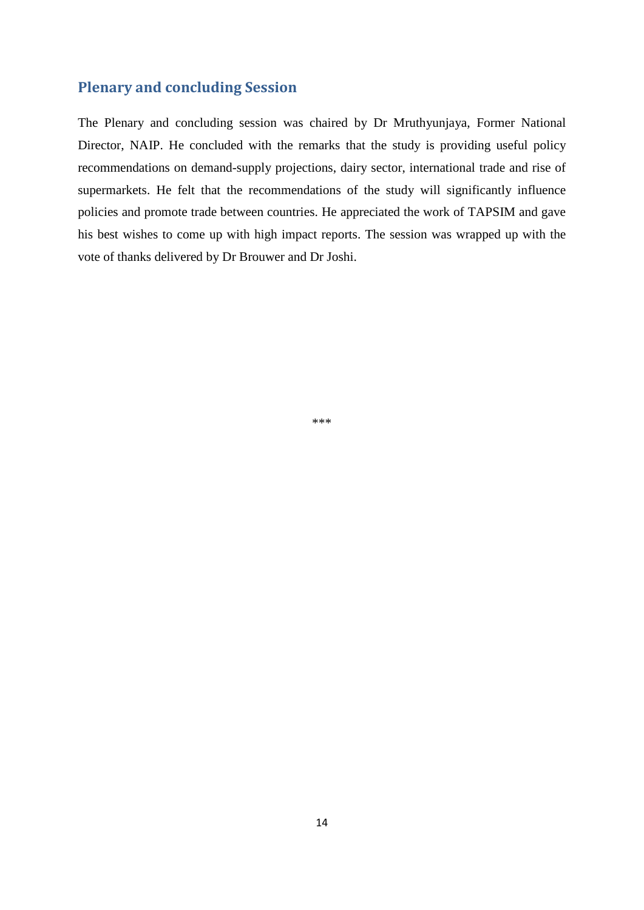## Plenary and concluding Session

The Plenary and concluding session was chaired by Dr Mruthyunjaya, Former National Director, NAIP. He concluded with the remarks that the study is providing useful policy recommendations on demand-supply projections, dairy sector, international trade and rise of supermarkets. He felt that the recommendations of the study will significantly influence policies and promote trade between countries. He appreciated the work of TAPSIM and gave his best wishes to come up with high impact reports. The session was wrapped up with the vote of thanks delivered by Dr Brouwer and Dr Joshi.

***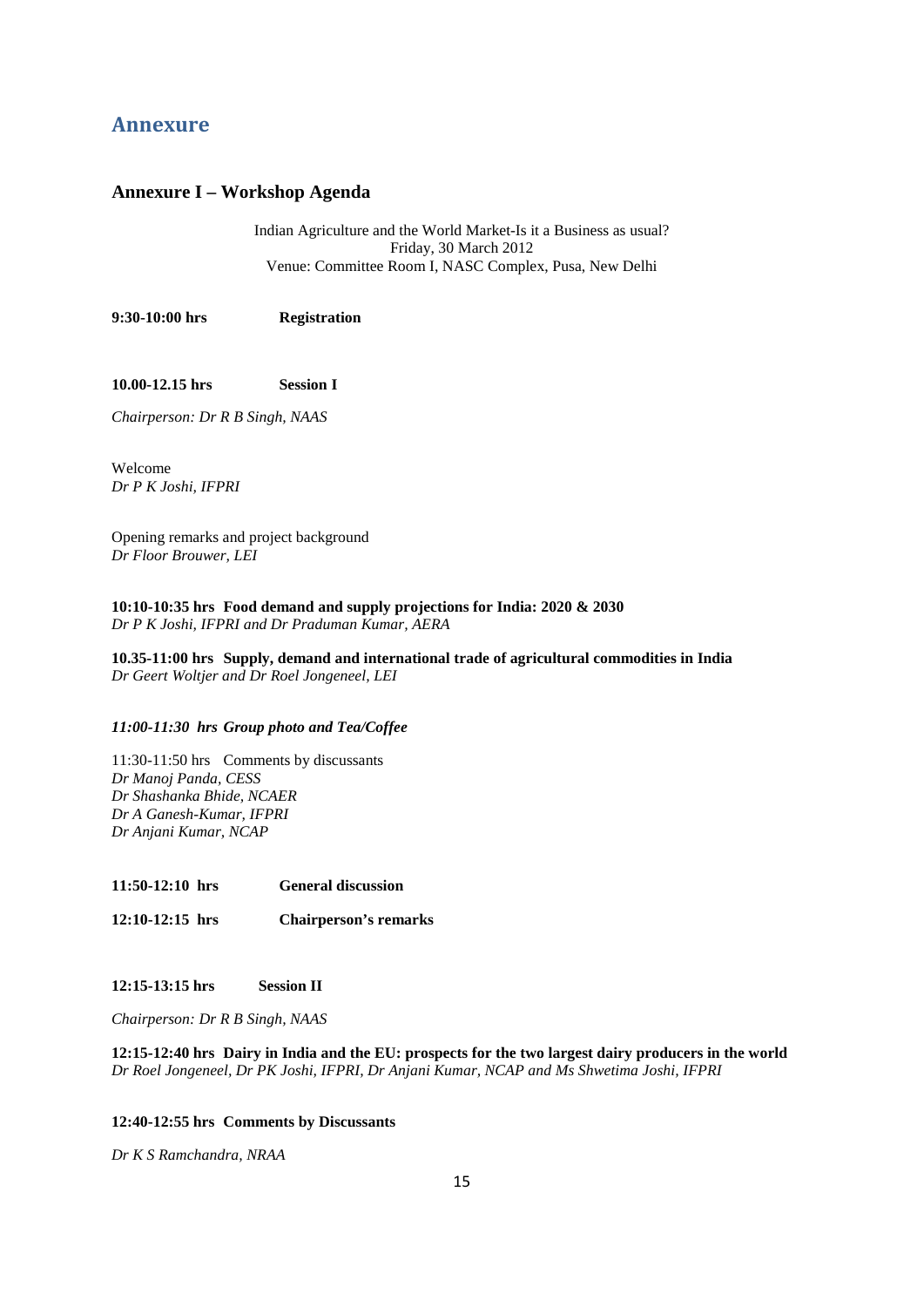# Annexure

## Annexure I – Workshop Agenda

Indian Agriculture and the World Market-Is it a Business as usual?
Friday, 30 March 2012
Venue: Committee Room I, NASC Complex, Pusa, New Delhi

**9:30-10:00 hrs** **Registration**

**10.00-12.15 hrs** **Session I**

*Chairperson: Dr R B Singh, NAAS*

Welcome
*Dr P K Joshi, IFPRI*

Opening remarks and project background
*Dr Floor Brouwer, LEI*

**10:10-10:35 hrs Food demand and supply projections for India: 2020 & 2030**
*Dr P K Joshi, IFPRI and Dr Praduman Kumar, AERA*

**10.35-11:00 hrs Supply, demand and international trade of agricultural commodities in India**
*Dr Geert Woltjer and Dr Roel Jongeneel, LEI*

***11:00-11:30 hrs Group photo and Tea/Coffee***

11:30-11:50 hrs Comments by discussants
*Dr Manoj Panda, CESS*
*Dr Shashanka Bhide, NCAER*
*Dr A Ganesh-Kumar, IFPRI*
*Dr Anjani Kumar, NCAP*

**11:50-12:10 hrs** **General discussion**

**12:10-12:15 hrs** **Chairperson's remarks**

**12:15-13:15 hrs** **Session II**

*Chairperson: Dr R B Singh, NAAS*

**12:15-12:40 hrs Dairy in India and the EU: prospects for the two largest dairy producers in the world**
*Dr Roel Jongeneel, Dr PK Joshi, IFPRI, Dr Anjani Kumar, NCAP and Ms Shwetima Joshi, IFPRI*

**12:40-12:55 hrs Comments by Discussants**

*Dr K S Ramchandra, NRAA*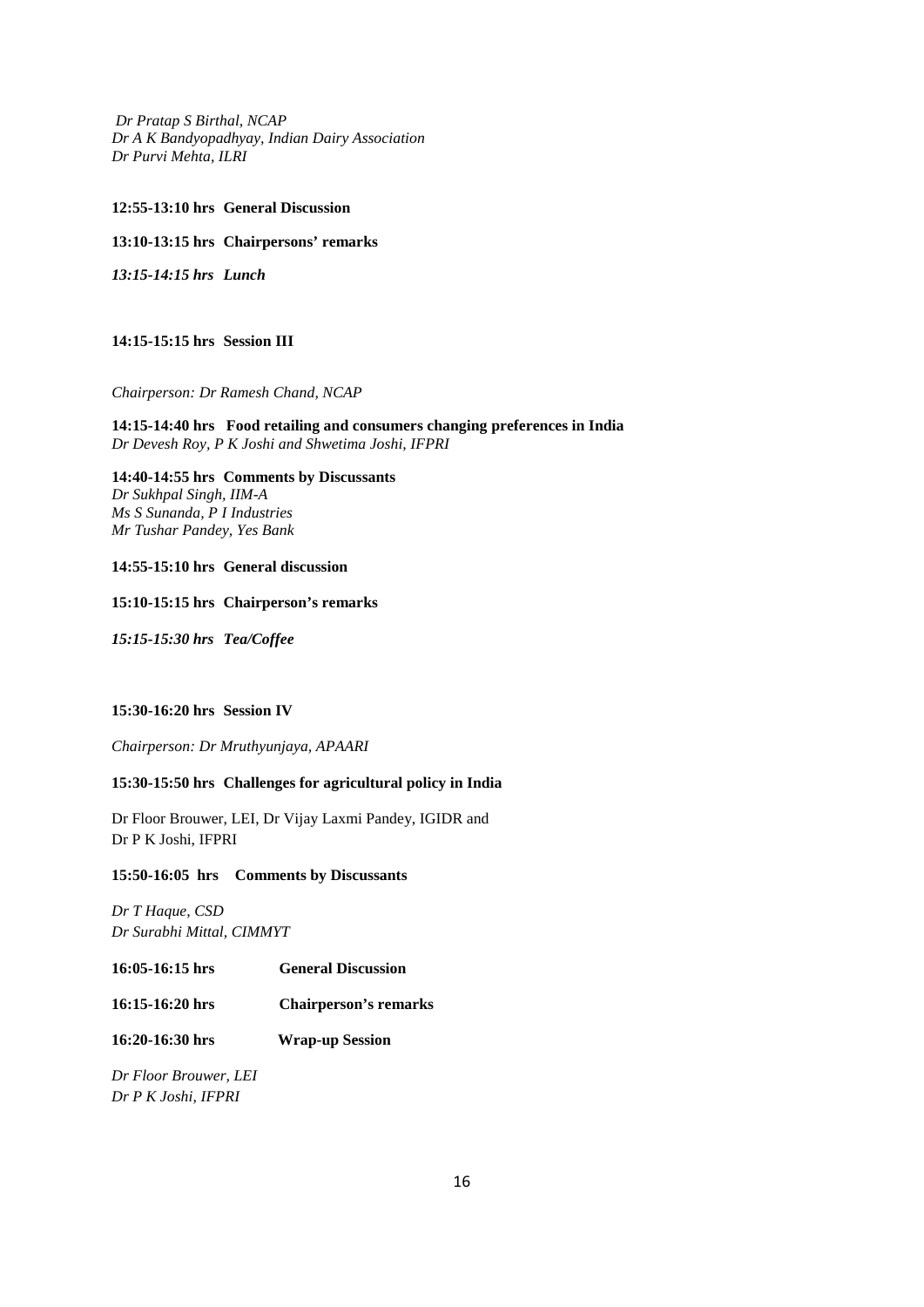*Dr Pratap S Birthal, NCAP*
*Dr A K Bandyopadhyay, Indian Dairy Association*
*Dr Purvi Mehta, ILRI*

**12:55-13:10 hrs General Discussion**

**13:10-13:15 hrs Chairpersons' remarks**

***13:15-14:15 hrs Lunch***

**14:15-15:15 hrs Session III**

*Chairperson: Dr Ramesh Chand, NCAP*

**14:15-14:40 hrs Food retailing and consumers changing preferences in India**
*Dr Devesh Roy, P K Joshi and Shwetima Joshi, IFPRI*

**14:40-14:55 hrs Comments by Discussants**
*Dr Sukhpal Singh, IIM-A*
*Ms S Sunanda, P I Industries*
*Mr Tushar Pandey, Yes Bank*

**14:55-15:10 hrs General discussion**

**15:10-15:15 hrs Chairperson's remarks**

***15:15-15:30 hrs Tea/Coffee***

**15:30-16:20 hrs Session IV**

*Chairperson: Dr Mruthyunjaya, APAARI*

**15:30-15:50 hrs Challenges for agricultural policy in India**

Dr Floor Brouwer, LEI, Dr Vijay Laxmi Pandey, IGIDR and
Dr P K Joshi, IFPRI

**15:50-16:05 hrs Comments by Discussants**

*Dr T Haque, CSD*
*Dr Surabhi Mittal, CIMMYT*

**16:05-16:15 hrs General Discussion**

**16:15-16:20 hrs Chairperson's remarks**

**16:20-16:30 hrs Wrap-up Session**

*Dr Floor Brouwer, LEI*
*Dr P K Joshi, IFPRI*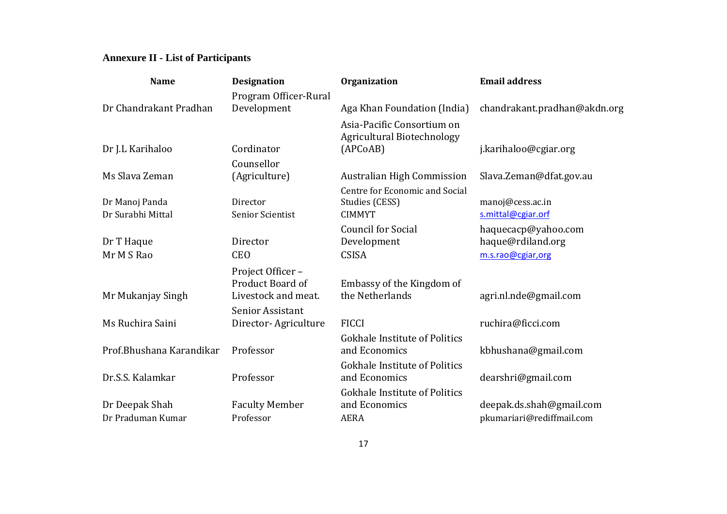**Annexure II - List of Participants**

| Name | Designation | Organization | Email address |
|---|---|---|---|
| Dr Chandrakant Pradhan | Program Officer-Rural Development | Aga Khan Foundation (India) | chandrakant.pradhan@akdn.org |
| Dr J.L Karihaloo | Cordinator | Asia-Pacific Consortium on Agricultural Biotechnology (APCoAB) | j.karihaloo@cgiar.org |
| Ms Slava Zeman | Counsellor (Agriculture) | Australian High Commission | Slava.Zeman@dfat.gov.au |
| Dr Manoj Panda | Director | Centre for Economic and Social Studies (CESS) | manoj@cess.ac.in |
| Dr Surabhi Mittal | Senior Scientist | CIMMYT | s.mittal@cgiar.orf |
| Dr T Haque | Director | Council for Social Development | haquecacp@yahoo.com haque@rdiland.org |
| Mr M S Rao | CEO | CSISA | m.s.rao@cgiar,org |
| Mr Mukanjay Singh | Project Officer – Product Board of Livestock and meat. | Embassy of the Kingdom of the Netherlands | agri.nl.nde@gmail.com |
| Ms Ruchira Saini | Senior Assistant Director- Agriculture | FICCI | ruchira@ficci.com |
| Prof.Bhushana Karandikar | Professor | Gokhale Institute of Politics and Economics | kbhushana@gmail.com |
| Dr.S.S. Kalamkar | Professor | Gokhale Institute of Politics and Economics | dearshri@gmail.com |
| Dr Deepak Shah | Faculty Member | Gokhale Institute of Politics and Economics | deepak.ds.shah@gmail.com |
| Dr Praduman Kumar | Professor | AERA | pkumariari@rediffmail.com |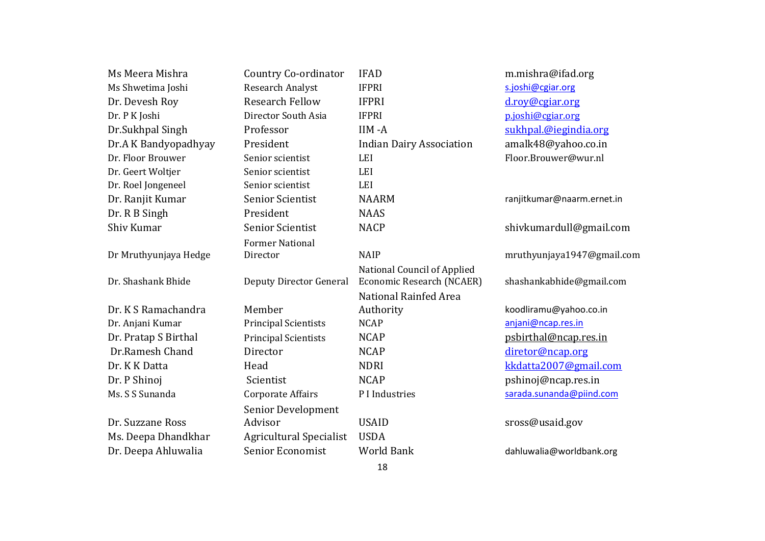| | | | |
|---|---|---|---|
| Ms Meera Mishra | Country Co-ordinator | IFAD | m.mishra@ifad.org |
| Ms Shwetima Joshi | Research Analyst | IFPRI | s.joshi@cgiar.org |
| Dr. Devesh Roy | Research Fellow | IFPRI | d.roy@cgiar.org |
| Dr. P K Joshi | Director South Asia | IFPRI | p.joshi@cgiar.org |
| Dr.Sukhpal Singh | Professor | IIM -A | sukhpal.@iegindia.org |
| Dr.A K Bandyopadhyay | President | Indian Dairy Association | amalk48@yahoo.co.in |
| Dr. Floor Brouwer | Senior scientist | LEI | Floor.Brouwer@wur.nl |
| Dr. Geert Woltjer | Senior scientist | LEI | |
| Dr. Roel Jongeneel | Senior scientist | LEI | |
| Dr. Ranjit Kumar | Senior Scientist | NAARM | ranjitkumar@naarm.ernet.in |
| Dr. R B Singh | President | NAAS | |
| Shiv Kumar | Senior Scientist | NACP | shivkumardull@gmail.com |
| Dr Mruthyunjaya Hedge | Former National Director | NAIP | mruthyunjaya1947@gmail.com |
| Dr. Shashank Bhide | Deputy Director General | National Council of Applied Economic Research (NCAER) | shashankabhide@gmail.com |
| Dr. K S Ramachandra | Member | National Rainfed Area Authority | koodliramu@yahoo.co.in |
| Dr. Anjani Kumar | Principal Scientists | NCAP | anjani@ncap.res.in |
| Dr. Pratap S Birthal | Principal Scientists | NCAP | psbirthal@ncap.res.in |
| Dr.Ramesh Chand | Director | NCAP | diretor@ncap.org |
| Dr. K K Datta | Head | NDRI | kkdatta2007@gmail.com |
| Dr. P Shinoj | Scientist | NCAP | pshinoj@ncap.res.in |
| Ms. S S Sunanda | Corporate Affairs | P I Industries | sarada.sunanda@piind.com |
| Dr. Suzzane Ross | Senior Development Advisor | USAID | sross@usaid.gov |
| Ms. Deepa Dhandkhar | Agricultural Specialist | USDA | |
| Dr. Deepa Ahluwalia | Senior Economist | World Bank | dahluwalia@worldbank.org |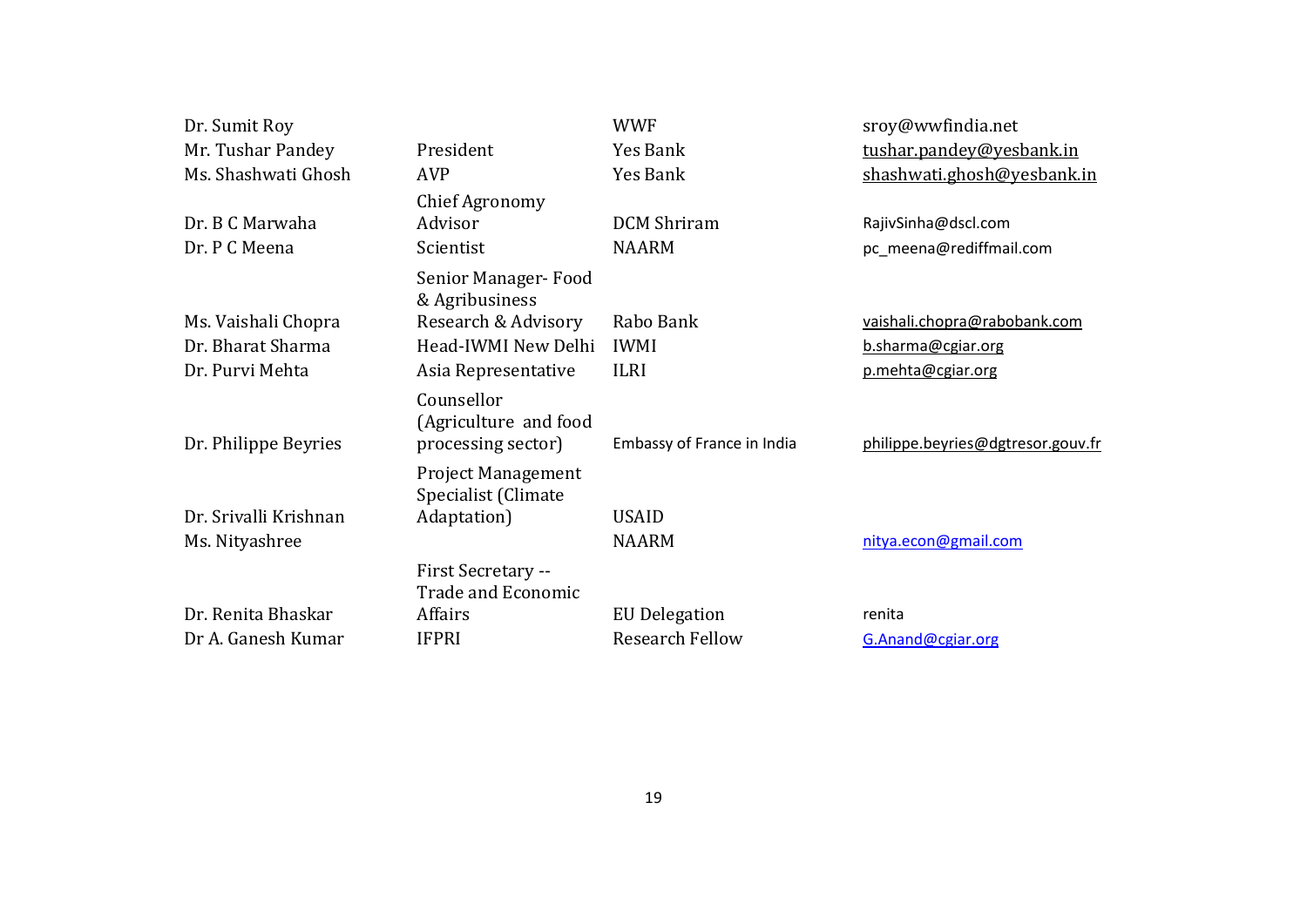| | | | |
|---|---|---|---|
| Dr. Sumit Roy | | WWF | sroy@wwfindia.net |
| Mr. Tushar Pandey | President | Yes Bank | tushar.pandey@yesbank.in |
| Ms. Shashwati Ghosh | AVP | Yes Bank | shashwati.ghosh@yesbank.in |
| Dr. B C Marwaha | Chief Agronomy Advisor | DCM Shriram | RajivSinha@dscl.com |
| Dr. P C Meena | Scientist | NAARM | pc_meena@rediffmail.com |
| Ms. Vaishali Chopra | Senior Manager- Food & Agribusiness Research & Advisory | Rabo Bank | vaishali.chopra@rabobank.com |
| Dr. Bharat Sharma | Head-IWMI New Delhi | IWMI | b.sharma@cgiar.org |
| Dr. Purvi Mehta | Asia Representative | ILRI | p.mehta@cgiar.org |
| Dr. Philippe Beyries | Counsellor (Agriculture and food processing sector) | Embassy of France in India | philippe.beyries@dgtresor.gouv.fr |
| Dr. Srivalli Krishnan | Project Management Specialist (Climate Adaptation) | USAID | |
| Ms. Nityashree | | NAARM | nitya.econ@gmail.com |
| Dr. Renita Bhaskar | First Secretary -- Trade and Economic Affairs | EU Delegation | renita |
| Dr A. Ganesh Kumar | IFPRI | Research Fellow | G.Anand@cgiar.org |